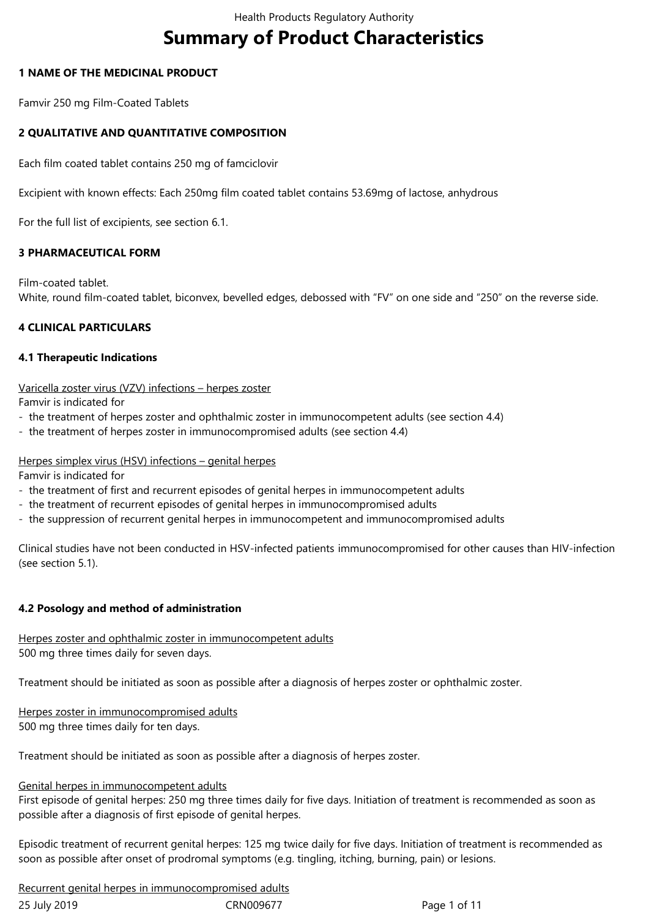# Summary of Product Characteristics

## 1 NAME OF THE MEDICINAL PRODUCT

Famvir 250 mg Film-Coated Tablets

## 2 QUALITATIVE AND QUANTITATIVE COMPOSITION

Each film coated tablet contains 250 mg of famciclovir

Excipient with known effects: Each 250mg film coated tablet contains 53.69mg of lactose, anhydrous

For the full list of excipients, see section 6.1.

## 3 PHARMACEUTICAL FORM

Film-coated tablet.
White, round film-coated tablet, biconvex, bevelled edges, debossed with “FV” on one side and “250” on the reverse side.

## 4 CLINICAL PARTICULARS

### 4.1 Therapeutic Indications

Varicella zoster virus (VZV) infections – herpes zoster
Famvir is indicated for
- the treatment of herpes zoster and ophthalmic zoster in immunocompetent adults (see section 4.4)
- the treatment of herpes zoster in immunocompromised adults (see section 4.4)

Herpes simplex virus (HSV) infections – genital herpes
Famvir is indicated for
- the treatment of first and recurrent episodes of genital herpes in immunocompetent adults
- the treatment of recurrent episodes of genital herpes in immunocompromised adults
- the suppression of recurrent genital herpes in immunocompetent and immunocompromised adults

Clinical studies have not been conducted in HSV-infected patients immunocompromised for other causes than HIV-infection (see section 5.1).

### 4.2 Posology and method of administration

Herpes zoster and ophthalmic zoster in immunocompetent adults
500 mg three times daily for seven days.

Treatment should be initiated as soon as possible after a diagnosis of herpes zoster or ophthalmic zoster.

Herpes zoster in immunocompromised adults
500 mg three times daily for ten days.

Treatment should be initiated as soon as possible after a diagnosis of herpes zoster.

Genital herpes in immunocompetent adults
First episode of genital herpes: 250 mg three times daily for five days. Initiation of treatment is recommended as soon as possible after a diagnosis of first episode of genital herpes.

Episodic treatment of recurrent genital herpes: 125 mg twice daily for five days. Initiation of treatment is recommended as soon as possible after onset of prodromal symptoms (e.g. tingling, itching, burning, pain) or lesions.

Recurrent genital herpes in immunocompromised adults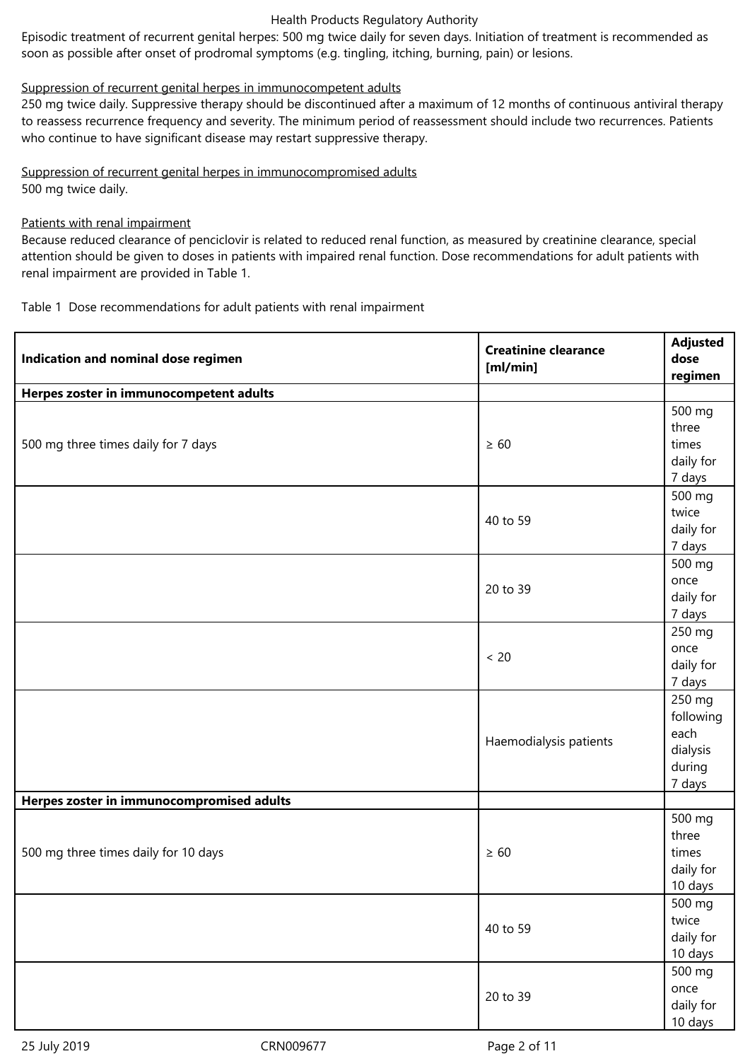Episodic treatment of recurrent genital herpes: 500 mg twice daily for seven days. Initiation of treatment is recommended as soon as possible after onset of prodromal symptoms (e.g. tingling, itching, burning, pain) or lesions.

Suppression of recurrent genital herpes in immunocompetent adults

250 mg twice daily. Suppressive therapy should be discontinued after a maximum of 12 months of continuous antiviral therapy to reassess recurrence frequency and severity. The minimum period of reassessment should include two recurrences. Patients who continue to have significant disease may restart suppressive therapy.

Suppression of recurrent genital herpes in immunocompromised adults

500 mg twice daily.

Patients with renal impairment

Because reduced clearance of penciclovir is related to reduced renal function, as measured by creatinine clearance, special attention should be given to doses in patients with impaired renal function. Dose recommendations for adult patients with renal impairment are provided in Table 1.

Table 1 Dose recommendations for adult patients with renal impairment

| **Indication and nominal dose regimen** | **Creatinine clearance [ml/min]** | **Adjusted dose regimen** |
|---|---|---|
| **Herpes zoster in immunocompetent adults** | | |
| 500 mg three times daily for 7 days | ≥ 60 | 500 mg three times daily for 7 days |
| | 40 to 59 | 500 mg twice daily for 7 days |
| | 20 to 39 | 500 mg once daily for 7 days |
| | < 20 | 250 mg once daily for 7 days |
| | Haemodialysis patients | 250 mg following each dialysis during 7 days |
| **Herpes zoster in immunocompromised adults** | | |
| 500 mg three times daily for 10 days | ≥ 60 | 500 mg three times daily for 10 days |
| | 40 to 59 | 500 mg twice daily for 10 days |
| | 20 to 39 | 500 mg once daily for 10 days |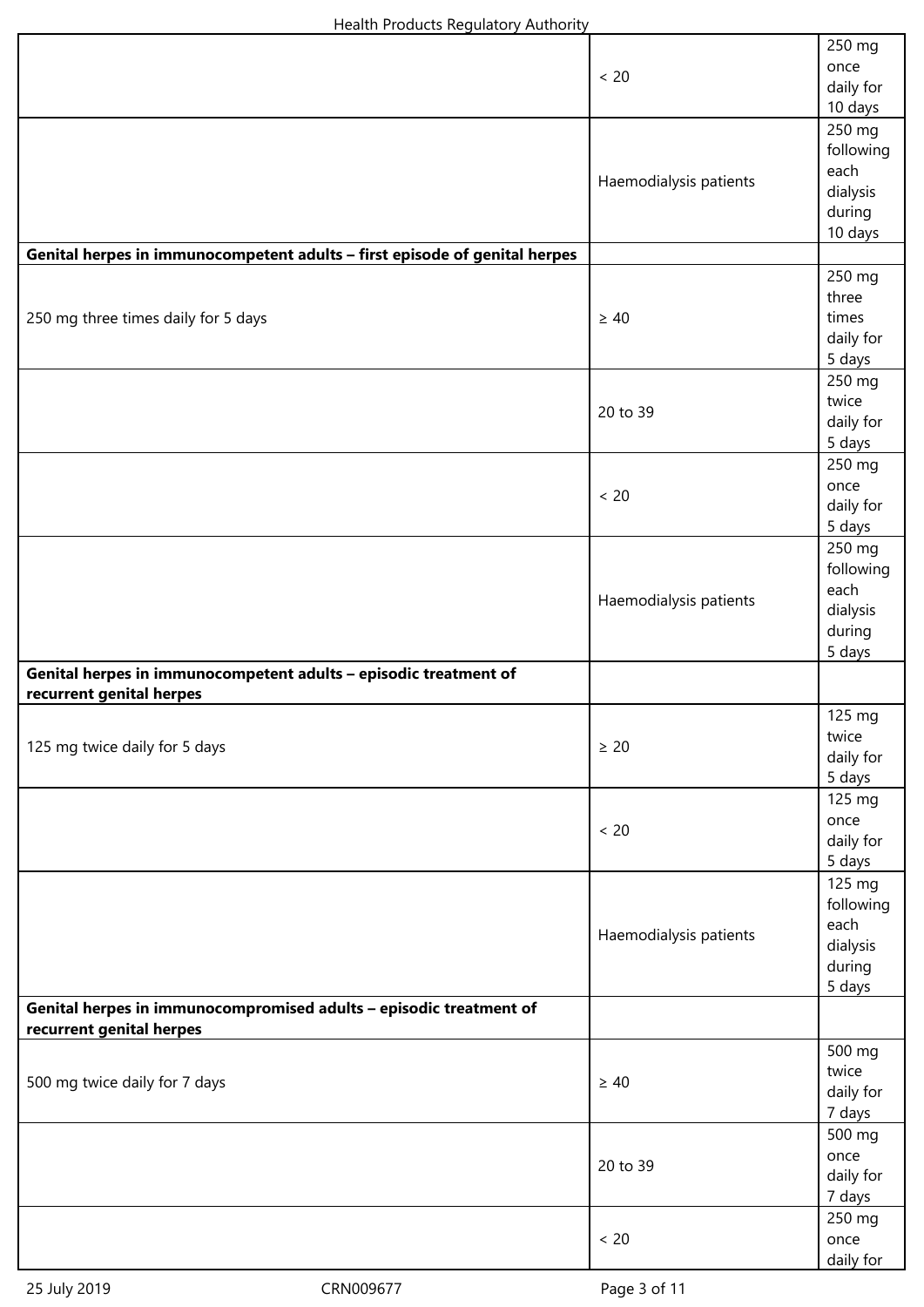| | | |
|---|---|---|
| | < 20 | 250 mg once daily for 10 days |
| | Haemodialysis patients | 250 mg following each dialysis during 10 days |
| **Genital herpes in immunocompetent adults – first episode of genital herpes** | | |
| 250 mg three times daily for 5 days | ≥ 40 | 250 mg three times daily for 5 days |
| | 20 to 39 | 250 mg twice daily for 5 days |
| | < 20 | 250 mg once daily for 5 days |
| | Haemodialysis patients | 250 mg following each dialysis during 5 days |
| **Genital herpes in immunocompetent adults – episodic treatment of recurrent genital herpes** | | |
| 125 mg twice daily for 5 days | ≥ 20 | 125 mg twice daily for 5 days |
| | < 20 | 125 mg once daily for 5 days |
| | Haemodialysis patients | 125 mg following each dialysis during 5 days |
| **Genital herpes in immunocompromised adults – episodic treatment of recurrent genital herpes** | | |
| 500 mg twice daily for 7 days | ≥ 40 | 500 mg twice daily for 7 days |
| | 20 to 39 | 500 mg once daily for 7 days |
| | < 20 | 250 mg once daily for |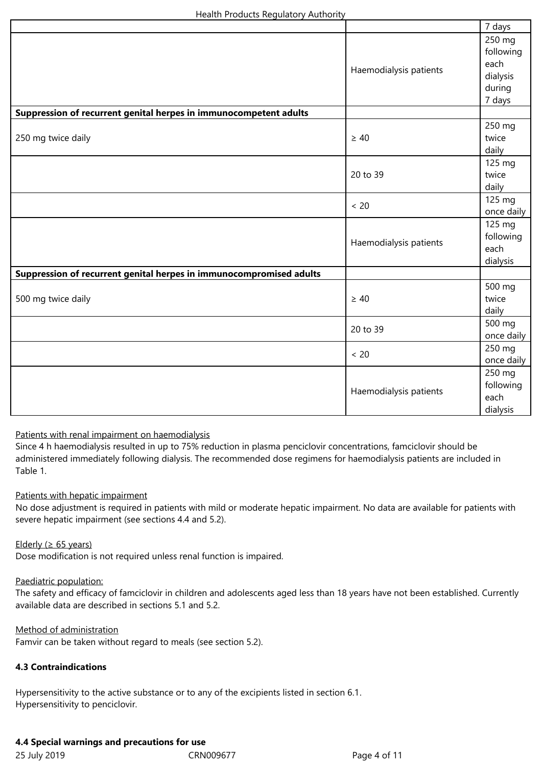| | | |
|---|---|---|
| | | 7 days |
| | Haemodialysis patients | 250 mg following each dialysis during 7 days |
| **Suppression of recurrent genital herpes in immunocompetent adults** | | |
| 250 mg twice daily | ≥ 40 | 250 mg twice daily |
| | 20 to 39 | 125 mg twice daily |
| | < 20 | 125 mg once daily |
| | Haemodialysis patients | 125 mg following each dialysis |
| **Suppression of recurrent genital herpes in immunocompromised adults** | | |
| 500 mg twice daily | ≥ 40 | 500 mg twice daily |
| | 20 to 39 | 500 mg once daily |
| | < 20 | 250 mg once daily |
| | Haemodialysis patients | 250 mg following each dialysis |

Patients with renal impairment on haemodialysis

Since 4 h haemodialysis resulted in up to 75% reduction in plasma penciclovir concentrations, famciclovir should be administered immediately following dialysis. The recommended dose regimens for haemodialysis patients are included in Table 1.

Patients with hepatic impairment

No dose adjustment is required in patients with mild or moderate hepatic impairment. No data are available for patients with severe hepatic impairment (see sections 4.4 and 5.2).

Elderly (≥ 65 years)

Dose modification is not required unless renal function is impaired.

Paediatric population:

The safety and efficacy of famciclovir in children and adolescents aged less than 18 years have not been established. Currently available data are described in sections 5.1 and 5.2.

Method of administration

Famvir can be taken without regard to meals (see section 5.2).

**4.3 Contraindications**

Hypersensitivity to the active substance or to any of the excipients listed in section 6.1.
Hypersensitivity to penciclovir.

**4.4 Special warnings and precautions for use**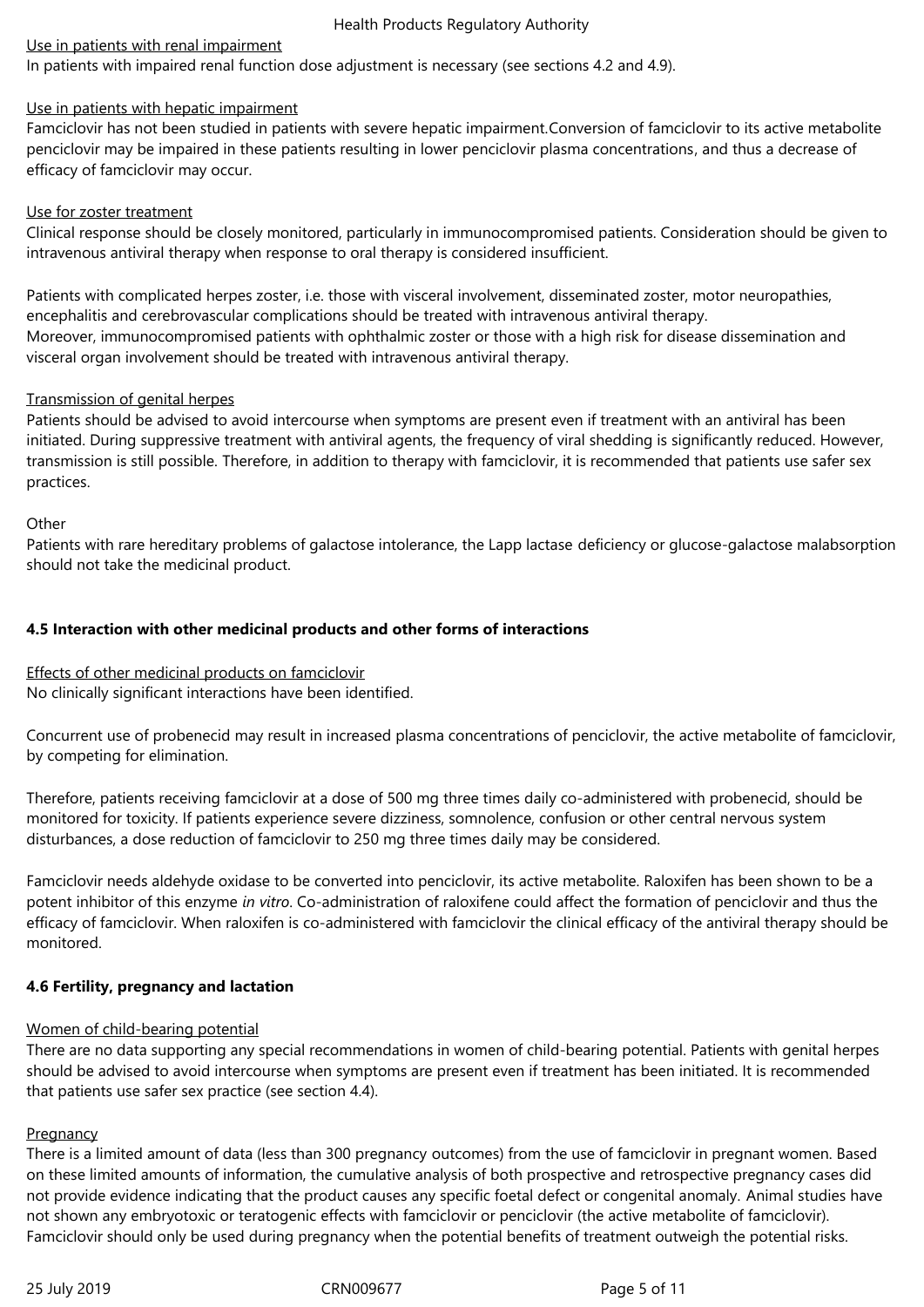Use in patients with renal impairment

In patients with impaired renal function dose adjustment is necessary (see sections 4.2 and 4.9).

Use in patients with hepatic impairment

Famciclovir has not been studied in patients with severe hepatic impairment.Conversion of famciclovir to its active metabolite penciclovir may be impaired in these patients resulting in lower penciclovir plasma concentrations, and thus a decrease of efficacy of famciclovir may occur.

Use for zoster treatment

Clinical response should be closely monitored, particularly in immunocompromised patients. Consideration should be given to intravenous antiviral therapy when response to oral therapy is considered insufficient.

Patients with complicated herpes zoster, i.e. those with visceral involvement, disseminated zoster, motor neuropathies, encephalitis and cerebrovascular complications should be treated with intravenous antiviral therapy.
Moreover, immunocompromised patients with ophthalmic zoster or those with a high risk for disease dissemination and visceral organ involvement should be treated with intravenous antiviral therapy.

Transmission of genital herpes

Patients should be advised to avoid intercourse when symptoms are present even if treatment with an antiviral has been initiated. During suppressive treatment with antiviral agents, the frequency of viral shedding is significantly reduced. However, transmission is still possible. Therefore, in addition to therapy with famciclovir, it is recommended that patients use safer sex practices.

Other

Patients with rare hereditary problems of galactose intolerance, the Lapp lactase deficiency or glucose-galactose malabsorption should not take the medicinal product.

### 4.5 Interaction with other medicinal products and other forms of interactions

Effects of other medicinal products on famciclovir

No clinically significant interactions have been identified.

Concurrent use of probenecid may result in increased plasma concentrations of penciclovir, the active metabolite of famciclovir, by competing for elimination.

Therefore, patients receiving famciclovir at a dose of 500 mg three times daily co-administered with probenecid, should be monitored for toxicity. If patients experience severe dizziness, somnolence, confusion or other central nervous system disturbances, a dose reduction of famciclovir to 250 mg three times daily may be considered.

Famciclovir needs aldehyde oxidase to be converted into penciclovir, its active metabolite. Raloxifen has been shown to be a potent inhibitor of this enzyme *in vitro*. Co-administration of raloxifene could affect the formation of penciclovir and thus the efficacy of famciclovir. When raloxifen is co-administered with famciclovir the clinical efficacy of the antiviral therapy should be monitored.

### 4.6 Fertility, pregnancy and lactation

Women of child-bearing potential

There are no data supporting any special recommendations in women of child-bearing potential. Patients with genital herpes should be advised to avoid intercourse when symptoms are present even if treatment has been initiated. It is recommended that patients use safer sex practice (see section 4.4).

Pregnancy

There is a limited amount of data (less than 300 pregnancy outcomes) from the use of famciclovir in pregnant women. Based on these limited amounts of information, the cumulative analysis of both prospective and retrospective pregnancy cases did not provide evidence indicating that the product causes any specific foetal defect or congenital anomaly. Animal studies have not shown any embryotoxic or teratogenic effects with famciclovir or penciclovir (the active metabolite of famciclovir). Famciclovir should only be used during pregnancy when the potential benefits of treatment outweigh the potential risks.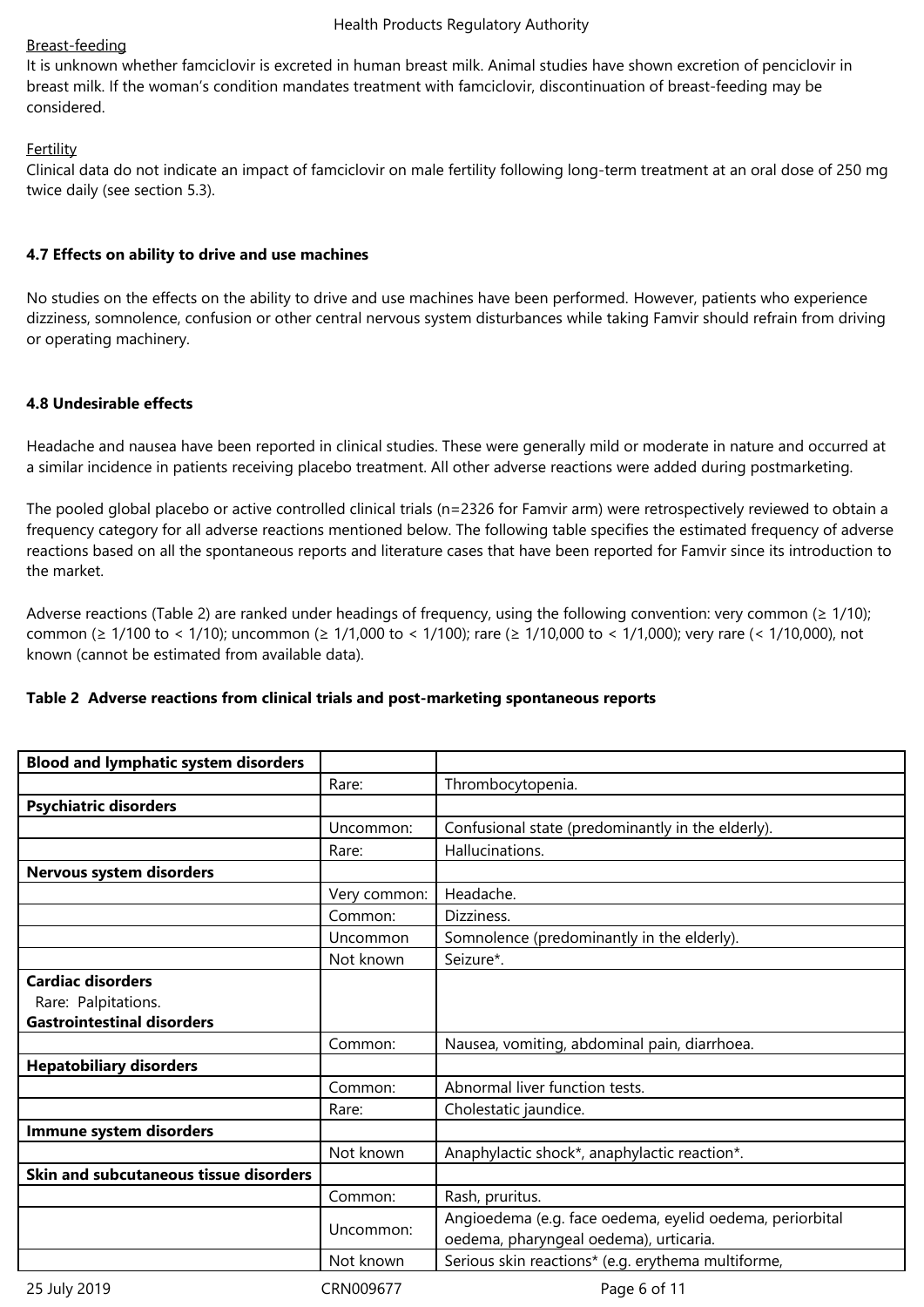<u>Breast-feeding</u>

It is unknown whether famciclovir is excreted in human breast milk. Animal studies have shown excretion of penciclovir in breast milk. If the woman's condition mandates treatment with famciclovir, discontinuation of breast-feeding may be considered.

<u>Fertility</u>

Clinical data do not indicate an impact of famciclovir on male fertility following long-term treatment at an oral dose of 250 mg twice daily (see section 5.3).

**4.7 Effects on ability to drive and use machines**

No studies on the effects on the ability to drive and use machines have been performed. However, patients who experience dizziness, somnolence, confusion or other central nervous system disturbances while taking Famvir should refrain from driving or operating machinery.

**4.8 Undesirable effects**

Headache and nausea have been reported in clinical studies. These were generally mild or moderate in nature and occurred at a similar incidence in patients receiving placebo treatment. All other adverse reactions were added during postmarketing.

The pooled global placebo or active controlled clinical trials (n=2326 for Famvir arm) were retrospectively reviewed to obtain a frequency category for all adverse reactions mentioned below. The following table specifies the estimated frequency of adverse reactions based on all the spontaneous reports and literature cases that have been reported for Famvir since its introduction to the market.

Adverse reactions (Table 2) are ranked under headings of frequency, using the following convention: very common (≥ 1/10); common (≥ 1/100 to < 1/10); uncommon (≥ 1/1,000 to < 1/100); rare (≥ 1/10,000 to < 1/1,000); very rare (< 1/10,000), not known (cannot be estimated from available data).

**Table 2 Adverse reactions from clinical trials and post-marketing spontaneous reports**

| | | |
|---|---|---|
| **Blood and lymphatic system disorders** | | |
| | Rare: | Thrombocytopenia. |
| **Psychiatric disorders** | | |
| | Uncommon: | Confusional state (predominantly in the elderly). |
| | Rare: | Hallucinations. |
| **Nervous system disorders** | | |
| | Very common: | Headache. |
| | Common: | Dizziness. |
| | Uncommon | Somnolence (predominantly in the elderly). |
| | Not known | Seizure*. |
| **Cardiac disorders**<br>Rare: Palpitations.<br>**Gastrointestinal disorders** | | |
| | Common: | Nausea, vomiting, abdominal pain, diarrhoea. |
| **Hepatobiliary disorders** | | |
| | Common: | Abnormal liver function tests. |
| | Rare: | Cholestatic jaundice. |
| **Immune system disorders** | | |
| | Not known | Anaphylactic shock*, anaphylactic reaction*. |
| **Skin and subcutaneous tissue disorders** | | |
| | Common: | Rash, pruritus. |
| | Uncommon: | Angioedema (e.g. face oedema, eyelid oedema, periorbital oedema, pharyngeal oedema), urticaria. |
| | Not known | Serious skin reactions* (e.g. erythema multiforme, |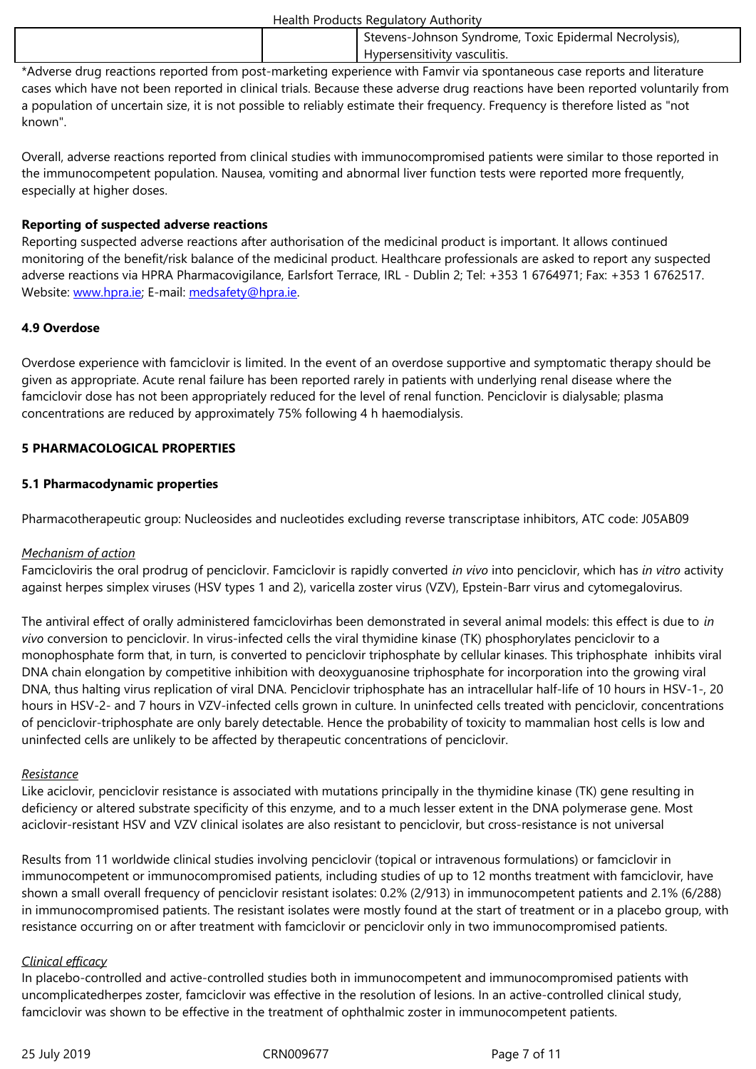| | | Stevens-Johnson Syndrome, Toxic Epidermal Necrolysis), Hypersensitivity vasculitis. |
|---|---|---|

*Adverse drug reactions reported from post-marketing experience with Famvir via spontaneous case reports and literature cases which have not been reported in clinical trials. Because these adverse drug reactions have been reported voluntarily from a population of uncertain size, it is not possible to reliably estimate their frequency. Frequency is therefore listed as "not known".

Overall, adverse reactions reported from clinical studies with immunocompromised patients were similar to those reported in the immunocompetent population. Nausea, vomiting and abnormal liver function tests were reported more frequently, especially at higher doses.

**Reporting of suspected adverse reactions**

Reporting suspected adverse reactions after authorisation of the medicinal product is important. It allows continued monitoring of the benefit/risk balance of the medicinal product. Healthcare professionals are asked to report any suspected adverse reactions via HPRA Pharmacovigilance, Earlsfort Terrace, IRL - Dublin 2; Tel: +353 1 6764971; Fax: +353 1 6762517. Website: www.hpra.ie; E-mail: medsafety@hpra.ie.

### 4.9 Overdose

Overdose experience with famciclovir is limited. In the event of an overdose supportive and symptomatic therapy should be given as appropriate. Acute renal failure has been reported rarely in patients with underlying renal disease where the famciclovir dose has not been appropriately reduced for the level of renal function. Penciclovir is dialysable; plasma concentrations are reduced by approximately 75% following 4 h haemodialysis.

## 5 PHARMACOLOGICAL PROPERTIES

### 5.1 Pharmacodynamic properties

Pharmacotherapeutic group: Nucleosides and nucleotides excluding reverse transcriptase inhibitors, ATC code: J05AB09

*Mechanism of action*

Famcicloviris the oral prodrug of penciclovir. Famciclovir is rapidly converted *in vivo* into penciclovir, which has *in vitro* activity against herpes simplex viruses (HSV types 1 and 2), varicella zoster virus (VZV), Epstein-Barr virus and cytomegalovirus.

The antiviral effect of orally administered famciclovirhas been demonstrated in several animal models: this effect is due to *in vivo* conversion to penciclovir. In virus-infected cells the viral thymidine kinase (TK) phosphorylates penciclovir to a monophosphate form that, in turn, is converted to penciclovir triphosphate by cellular kinases. This triphosphate inhibits viral DNA chain elongation by competitive inhibition with deoxyguanosine triphosphate for incorporation into the growing viral DNA, thus halting virus replication of viral DNA. Penciclovir triphosphate has an intracellular half-life of 10 hours in HSV-1-, 20 hours in HSV-2- and 7 hours in VZV-infected cells grown in culture. In uninfected cells treated with penciclovir, concentrations of penciclovir-triphosphate are only barely detectable. Hence the probability of toxicity to mammalian host cells is low and uninfected cells are unlikely to be affected by therapeutic concentrations of penciclovir.

*Resistance*

Like aciclovir, penciclovir resistance is associated with mutations principally in the thymidine kinase (TK) gene resulting in deficiency or altered substrate specificity of this enzyme, and to a much lesser extent in the DNA polymerase gene. Most aciclovir-resistant HSV and VZV clinical isolates are also resistant to penciclovir, but cross-resistance is not universal

Results from 11 worldwide clinical studies involving penciclovir (topical or intravenous formulations) or famciclovir in immunocompetent or immunocompromised patients, including studies of up to 12 months treatment with famciclovir, have shown a small overall frequency of penciclovir resistant isolates: 0.2% (2/913) in immunocompetent patients and 2.1% (6/288) in immunocompromised patients. The resistant isolates were mostly found at the start of treatment or in a placebo group, with resistance occurring on or after treatment with famciclovir or penciclovir only in two immunocompromised patients.

*Clinical efficacy*

In placebo-controlled and active-controlled studies both in immunocompetent and immunocompromised patients with uncomplicatedherpes zoster, famciclovir was effective in the resolution of lesions. In an active-controlled clinical study, famciclovir was shown to be effective in the treatment of ophthalmic zoster in immunocompetent patients.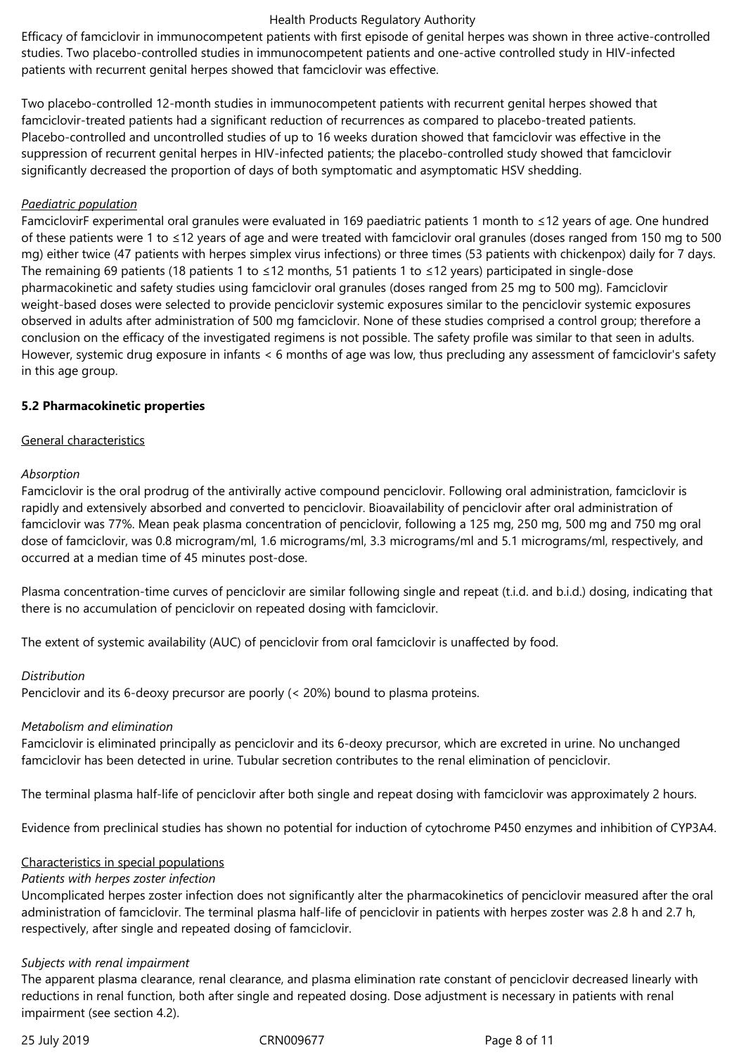Efficacy of famciclovir in immunocompetent patients with first episode of genital herpes was shown in three active-controlled studies. Two placebo-controlled studies in immunocompetent patients and one-active controlled study in HIV-infected patients with recurrent genital herpes showed that famciclovir was effective.

Two placebo-controlled 12-month studies in immunocompetent patients with recurrent genital herpes showed that famciclovir-treated patients had a significant reduction of recurrences as compared to placebo-treated patients. Placebo-controlled and uncontrolled studies of up to 16 weeks duration showed that famciclovir was effective in the suppression of recurrent genital herpes in HIV-infected patients; the placebo-controlled study showed that famciclovir significantly decreased the proportion of days of both symptomatic and asymptomatic HSV shedding.

*Paediatric population*

FamciclovirF experimental oral granules were evaluated in 169 paediatric patients 1 month to ≤12 years of age. One hundred of these patients were 1 to ≤12 years of age and were treated with famciclovir oral granules (doses ranged from 150 mg to 500 mg) either twice (47 patients with herpes simplex virus infections) or three times (53 patients with chickenpox) daily for 7 days. The remaining 69 patients (18 patients 1 to ≤12 months, 51 patients 1 to ≤12 years) participated in single-dose pharmacokinetic and safety studies using famciclovir oral granules (doses ranged from 25 mg to 500 mg). Famciclovir weight-based doses were selected to provide penciclovir systemic exposures similar to the penciclovir systemic exposures observed in adults after administration of 500 mg famciclovir. None of these studies comprised a control group; therefore a conclusion on the efficacy of the investigated regimens is not possible. The safety profile was similar to that seen in adults. However, systemic drug exposure in infants < 6 months of age was low, thus precluding any assessment of famciclovir's safety in this age group.

## 5.2 Pharmacokinetic properties

General characteristics

*Absorption*

Famciclovir is the oral prodrug of the antivirally active compound penciclovir. Following oral administration, famciclovir is rapidly and extensively absorbed and converted to penciclovir. Bioavailability of penciclovir after oral administration of famciclovir was 77%. Mean peak plasma concentration of penciclovir, following a 125 mg, 250 mg, 500 mg and 750 mg oral dose of famciclovir, was 0.8 microgram/ml, 1.6 micrograms/ml, 3.3 micrograms/ml and 5.1 micrograms/ml, respectively, and occurred at a median time of 45 minutes post-dose.

Plasma concentration-time curves of penciclovir are similar following single and repeat (t.i.d. and b.i.d.) dosing, indicating that there is no accumulation of penciclovir on repeated dosing with famciclovir.

The extent of systemic availability (AUC) of penciclovir from oral famciclovir is unaffected by food.

*Distribution*

Penciclovir and its 6-deoxy precursor are poorly (< 20%) bound to plasma proteins.

*Metabolism and elimination*

Famciclovir is eliminated principally as penciclovir and its 6-deoxy precursor, which are excreted in urine. No unchanged famciclovir has been detected in urine. Tubular secretion contributes to the renal elimination of penciclovir.

The terminal plasma half-life of penciclovir after both single and repeat dosing with famciclovir was approximately 2 hours.

Evidence from preclinical studies has shown no potential for induction of cytochrome P450 enzymes and inhibition of CYP3A4.

Characteristics in special populations

*Patients with herpes zoster infection*

Uncomplicated herpes zoster infection does not significantly alter the pharmacokinetics of penciclovir measured after the oral administration of famciclovir. The terminal plasma half-life of penciclovir in patients with herpes zoster was 2.8 h and 2.7 h, respectively, after single and repeated dosing of famciclovir.

*Subjects with renal impairment*

The apparent plasma clearance, renal clearance, and plasma elimination rate constant of penciclovir decreased linearly with reductions in renal function, both after single and repeated dosing. Dose adjustment is necessary in patients with renal impairment (see section 4.2).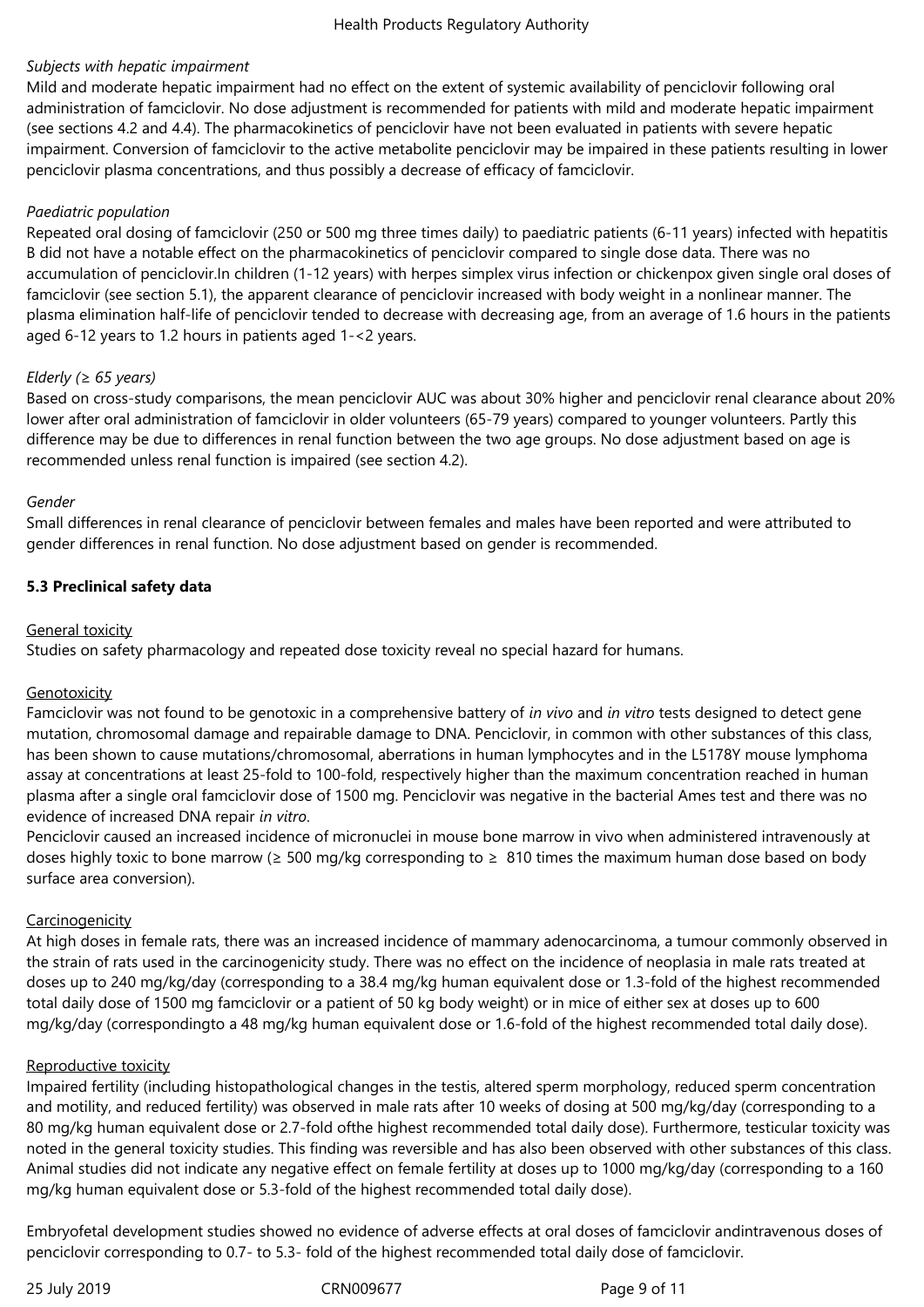*Subjects with hepatic impairment*

Mild and moderate hepatic impairment had no effect on the extent of systemic availability of penciclovir following oral administration of famciclovir. No dose adjustment is recommended for patients with mild and moderate hepatic impairment (see sections 4.2 and 4.4). The pharmacokinetics of penciclovir have not been evaluated in patients with severe hepatic impairment. Conversion of famciclovir to the active metabolite penciclovir may be impaired in these patients resulting in lower penciclovir plasma concentrations, and thus possibly a decrease of efficacy of famciclovir.

*Paediatric population*

Repeated oral dosing of famciclovir (250 or 500 mg three times daily) to paediatric patients (6-11 years) infected with hepatitis B did not have a notable effect on the pharmacokinetics of penciclovir compared to single dose data. There was no accumulation of penciclovir.In children (1-12 years) with herpes simplex virus infection or chickenpox given single oral doses of famciclovir (see section 5.1), the apparent clearance of penciclovir increased with body weight in a nonlinear manner. The plasma elimination half-life of penciclovir tended to decrease with decreasing age, from an average of 1.6 hours in the patients aged 6-12 years to 1.2 hours in patients aged 1-<2 years.

*Elderly (≥ 65 years)*

Based on cross-study comparisons, the mean penciclovir AUC was about 30% higher and penciclovir renal clearance about 20% lower after oral administration of famciclovir in older volunteers (65-79 years) compared to younger volunteers. Partly this difference may be due to differences in renal function between the two age groups. No dose adjustment based on age is recommended unless renal function is impaired (see section 4.2).

*Gender*

Small differences in renal clearance of penciclovir between females and males have been reported and were attributed to gender differences in renal function. No dose adjustment based on gender is recommended.

**5.3 Preclinical safety data**

General toxicity

Studies on safety pharmacology and repeated dose toxicity reveal no special hazard for humans.

Genotoxicity

Famciclovir was not found to be genotoxic in a comprehensive battery of *in vivo* and *in vitro* tests designed to detect gene mutation, chromosomal damage and repairable damage to DNA. Penciclovir, in common with other substances of this class, has been shown to cause mutations/chromosomal, aberrations in human lymphocytes and in the L5178Y mouse lymphoma assay at concentrations at least 25-fold to 100-fold, respectively higher than the maximum concentration reached in human plasma after a single oral famciclovir dose of 1500 mg. Penciclovir was negative in the bacterial Ames test and there was no evidence of increased DNA repair *in vitro*.

Penciclovir caused an increased incidence of micronuclei in mouse bone marrow in vivo when administered intravenously at doses highly toxic to bone marrow (≥ 500 mg/kg corresponding to ≥ 810 times the maximum human dose based on body surface area conversion).

Carcinogenicity

At high doses in female rats, there was an increased incidence of mammary adenocarcinoma, a tumour commonly observed in the strain of rats used in the carcinogenicity study. There was no effect on the incidence of neoplasia in male rats treated at doses up to 240 mg/kg/day (corresponding to a 38.4 mg/kg human equivalent dose or 1.3-fold of the highest recommended total daily dose of 1500 mg famciclovir or a patient of 50 kg body weight) or in mice of either sex at doses up to 600 mg/kg/day (correspondingto a 48 mg/kg human equivalent dose or 1.6-fold of the highest recommended total daily dose).

Reproductive toxicity

Impaired fertility (including histopathological changes in the testis, altered sperm morphology, reduced sperm concentration and motility, and reduced fertility) was observed in male rats after 10 weeks of dosing at 500 mg/kg/day (corresponding to a 80 mg/kg human equivalent dose or 2.7-fold ofthe highest recommended total daily dose). Furthermore, testicular toxicity was noted in the general toxicity studies. This finding was reversible and has also been observed with other substances of this class. Animal studies did not indicate any negative effect on female fertility at doses up to 1000 mg/kg/day (corresponding to a 160 mg/kg human equivalent dose or 5.3-fold of the highest recommended total daily dose).

Embryofetal development studies showed no evidence of adverse effects at oral doses of famciclovir andintravenous doses of penciclovir corresponding to 0.7- to 5.3- fold of the highest recommended total daily dose of famciclovir.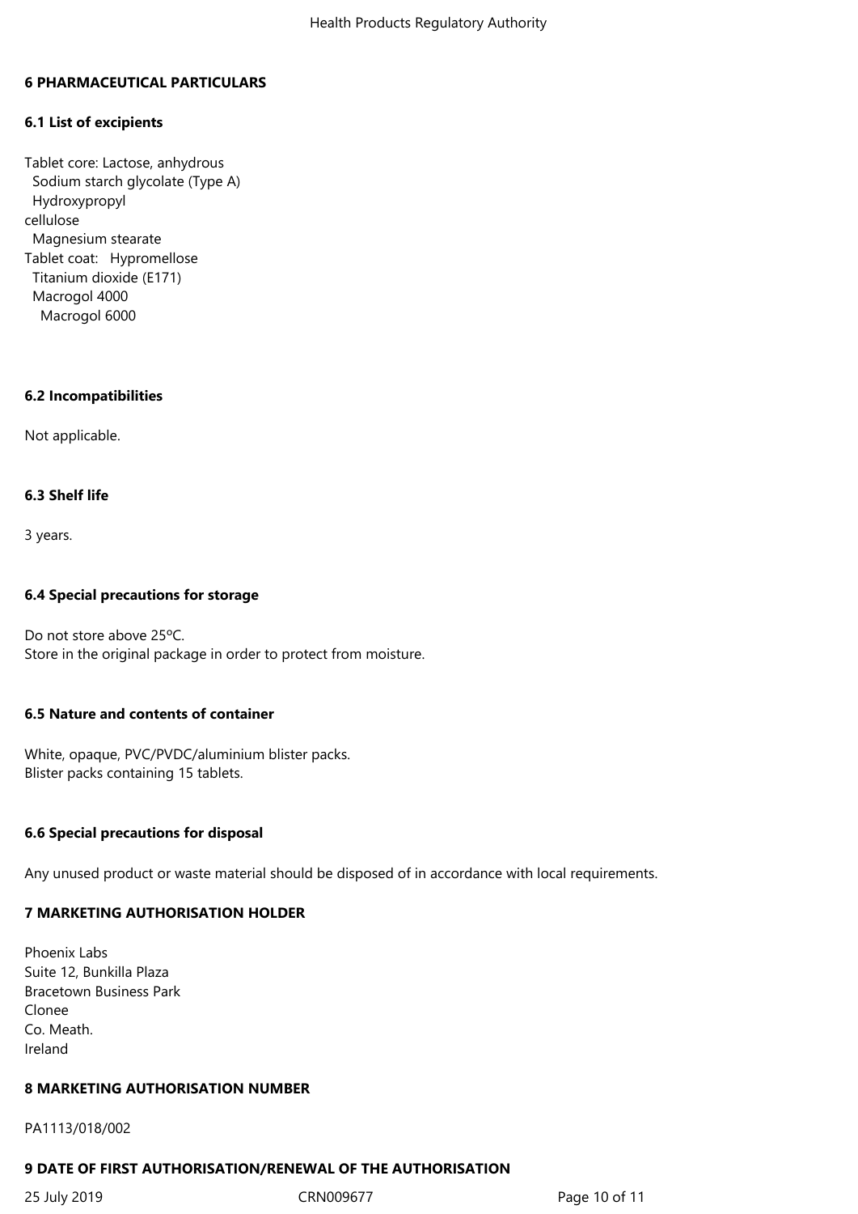## 6 PHARMACEUTICAL PARTICULARS

### 6.1 List of excipients

Tablet core: Lactose, anhydrous
Sodium starch glycolate (Type A)
Hydroxypropyl cellulose
Magnesium stearate
Tablet coat: Hypromellose
Titanium dioxide (E171)
Macrogol 4000
Macrogol 6000

### 6.2 Incompatibilities

Not applicable.

### 6.3 Shelf life

3 years.

### 6.4 Special precautions for storage

Do not store above 25ºC.
Store in the original package in order to protect from moisture.

### 6.5 Nature and contents of container

White, opaque, PVC/PVDC/aluminium blister packs.
Blister packs containing 15 tablets.

### 6.6 Special precautions for disposal

Any unused product or waste material should be disposed of in accordance with local requirements.

## 7 MARKETING AUTHORISATION HOLDER

Phoenix Labs
Suite 12, Bunkilla Plaza
Bracetown Business Park
Clonee
Co. Meath.
Ireland

## 8 MARKETING AUTHORISATION NUMBER

PA1113/018/002

## 9 DATE OF FIRST AUTHORISATION/RENEWAL OF THE AUTHORISATION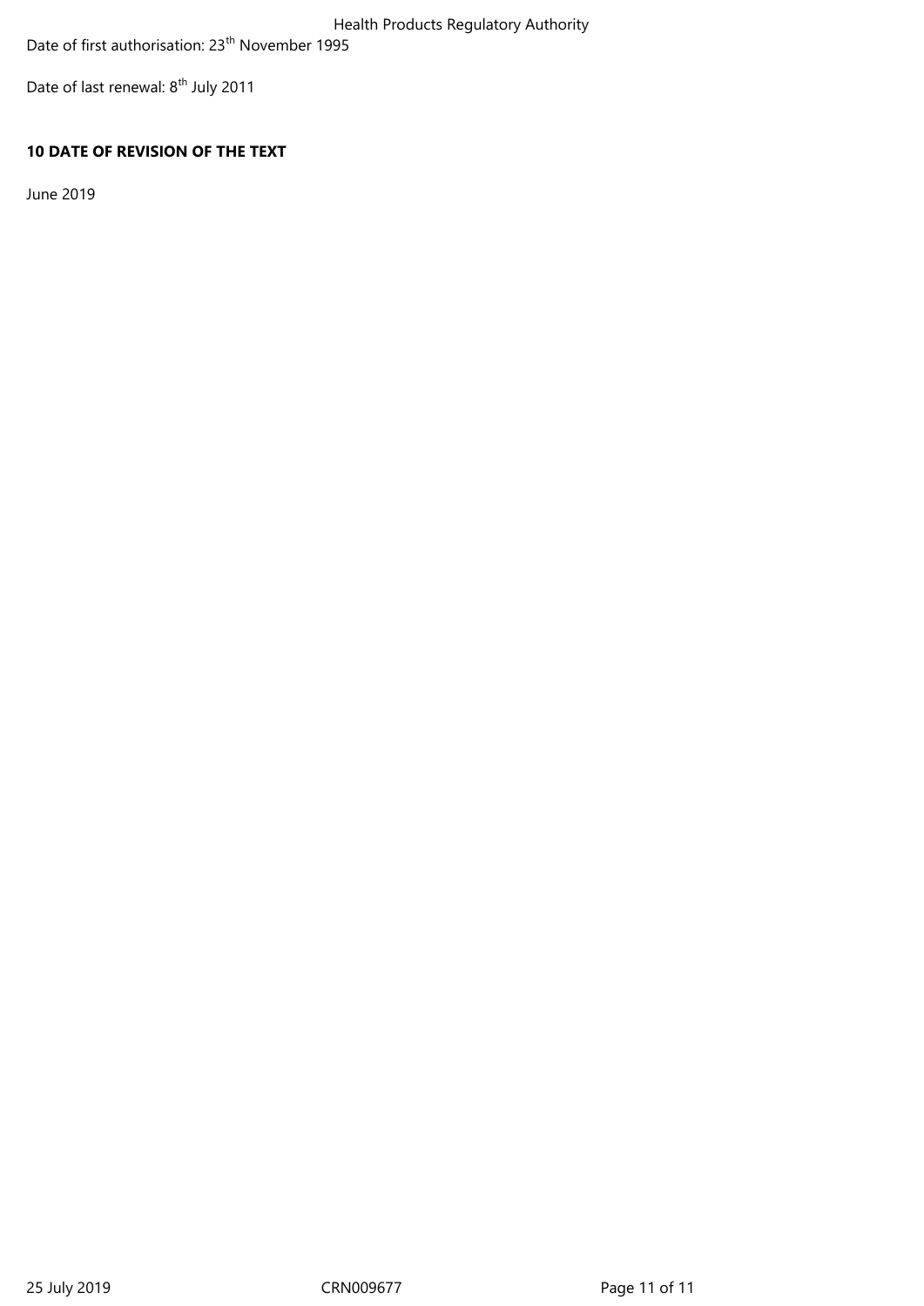Date of first authorisation: 23th November 1995

Date of last renewal: 8th July 2011

## 10 DATE OF REVISION OF THE TEXT

June 2019